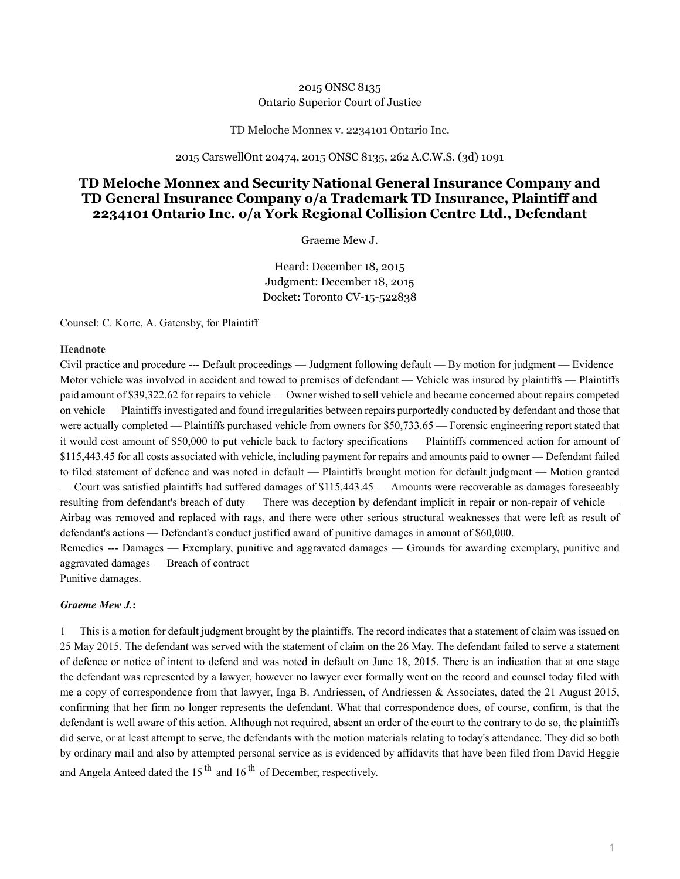2015 ONSC 8135
Ontario Superior Court of Justice

TD Meloche Monnex v. 2234101 Ontario Inc.

2015 CarswellOnt 20474, 2015 ONSC 8135, 262 A.C.W.S. (3d) 1091

# TD Meloche Monnex and Security National General Insurance Company and TD General Insurance Company o/a Trademark TD Insurance, Plaintiff and 2234101 Ontario Inc. o/a York Regional Collision Centre Ltd., Defendant

Graeme Mew J.

Heard: December 18, 2015
Judgment: December 18, 2015
Docket: Toronto CV-15-522838

Counsel: C. Korte, A. Gatensby, for Plaintiff

**Headnote**

Civil practice and procedure --- Default proceedings — Judgment following default — By motion for judgment — Evidence

Motor vehicle was involved in accident and towed to premises of defendant — Vehicle was insured by plaintiffs — Plaintiffs paid amount of $39,322.62 for repairs to vehicle — Owner wished to sell vehicle and became concerned about repairs competed on vehicle — Plaintiffs investigated and found irregularities between repairs purportedly conducted by defendant and those that were actually completed — Plaintiffs purchased vehicle from owners for $50,733.65 — Forensic engineering report stated that it would cost amount of $50,000 to put vehicle back to factory specifications — Plaintiffs commenced action for amount of $115,443.45 for all costs associated with vehicle, including payment for repairs and amounts paid to owner — Defendant failed to filed statement of defence and was noted in default — Plaintiffs brought motion for default judgment — Motion granted — Court was satisfied plaintiffs had suffered damages of $115,443.45 — Amounts were recoverable as damages foreseeably resulting from defendant's breach of duty — There was deception by defendant implicit in repair or non-repair of vehicle — Airbag was removed and replaced with rags, and there were other serious structural weaknesses that were left as result of defendant's actions — Defendant's conduct justified award of punitive damages in amount of $60,000.

Remedies --- Damages — Exemplary, punitive and aggravated damages — Grounds for awarding exemplary, punitive and aggravated damages — Breach of contract

Punitive damages.

***Graeme Mew J.*:**

1 This is a motion for default judgment brought by the plaintiffs. The record indicates that a statement of claim was issued on 25 May 2015. The defendant was served with the statement of claim on the 26 May. The defendant failed to serve a statement of defence or notice of intent to defend and was noted in default on June 18, 2015. There is an indication that at one stage the defendant was represented by a lawyer, however no lawyer ever formally went on the record and counsel today filed with me a copy of correspondence from that lawyer, Inga B. Andriessen, of Andriessen & Associates, dated the 21 August 2015, confirming that her firm no longer represents the defendant. What that correspondence does, of course, confirm, is that the defendant is well aware of this action. Although not required, absent an order of the court to the contrary to do so, the plaintiffs did serve, or at least attempt to serve, the defendants with the motion materials relating to today's attendance. They did so both by ordinary mail and also by attempted personal service as is evidenced by affidavits that have been filed from David Heggie and Angela Anteed dated the 15th and 16th of December, respectively.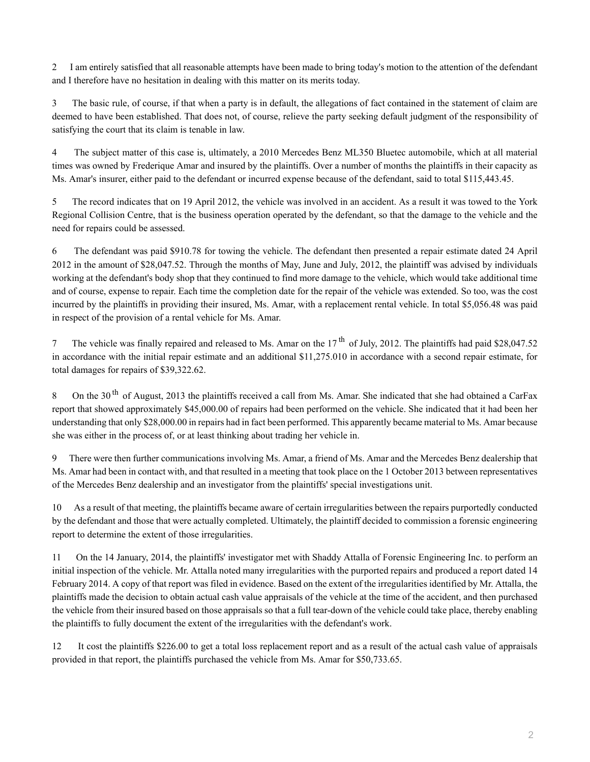2 I am entirely satisfied that all reasonable attempts have been made to bring today's motion to the attention of the defendant and I therefore have no hesitation in dealing with this matter on its merits today.

3 The basic rule, of course, if that when a party is in default, the allegations of fact contained in the statement of claim are deemed to have been established. That does not, of course, relieve the party seeking default judgment of the responsibility of satisfying the court that its claim is tenable in law.

4 The subject matter of this case is, ultimately, a 2010 Mercedes Benz ML350 Bluetec automobile, which at all material times was owned by Frederique Amar and insured by the plaintiffs. Over a number of months the plaintiffs in their capacity as Ms. Amar's insurer, either paid to the defendant or incurred expense because of the defendant, said to total $115,443.45.

5 The record indicates that on 19 April 2012, the vehicle was involved in an accident. As a result it was towed to the York Regional Collision Centre, that is the business operation operated by the defendant, so that the damage to the vehicle and the need for repairs could be assessed.

6 The defendant was paid $910.78 for towing the vehicle. The defendant then presented a repair estimate dated 24 April 2012 in the amount of $28,047.52. Through the months of May, June and July, 2012, the plaintiff was advised by individuals working at the defendant's body shop that they continued to find more damage to the vehicle, which would take additional time and of course, expense to repair. Each time the completion date for the repair of the vehicle was extended. So too, was the cost incurred by the plaintiffs in providing their insured, Ms. Amar, with a replacement rental vehicle. In total $5,056.48 was paid in respect of the provision of a rental vehicle for Ms. Amar.

7 The vehicle was finally repaired and released to Ms. Amar on the 17th of July, 2012. The plaintiffs had paid $28,047.52 in accordance with the initial repair estimate and an additional $11,275.010 in accordance with a second repair estimate, for total damages for repairs of $39,322.62.

8 On the 30th of August, 2013 the plaintiffs received a call from Ms. Amar. She indicated that she had obtained a CarFax report that showed approximately $45,000.00 of repairs had been performed on the vehicle. She indicated that it had been her understanding that only $28,000.00 in repairs had in fact been performed. This apparently became material to Ms. Amar because she was either in the process of, or at least thinking about trading her vehicle in.

9 There were then further communications involving Ms. Amar, a friend of Ms. Amar and the Mercedes Benz dealership that Ms. Amar had been in contact with, and that resulted in a meeting that took place on the 1 October 2013 between representatives of the Mercedes Benz dealership and an investigator from the plaintiffs' special investigations unit.

10 As a result of that meeting, the plaintiffs became aware of certain irregularities between the repairs purportedly conducted by the defendant and those that were actually completed. Ultimately, the plaintiff decided to commission a forensic engineering report to determine the extent of those irregularities.

11 On the 14 January, 2014, the plaintiffs' investigator met with Shaddy Attalla of Forensic Engineering Inc. to perform an initial inspection of the vehicle. Mr. Attalla noted many irregularities with the purported repairs and produced a report dated 14 February 2014. A copy of that report was filed in evidence. Based on the extent of the irregularities identified by Mr. Attalla, the plaintiffs made the decision to obtain actual cash value appraisals of the vehicle at the time of the accident, and then purchased the vehicle from their insured based on those appraisals so that a full tear-down of the vehicle could take place, thereby enabling the plaintiffs to fully document the extent of the irregularities with the defendant's work.

12 It cost the plaintiffs $226.00 to get a total loss replacement report and as a result of the actual cash value of appraisals provided in that report, the plaintiffs purchased the vehicle from Ms. Amar for $50,733.65.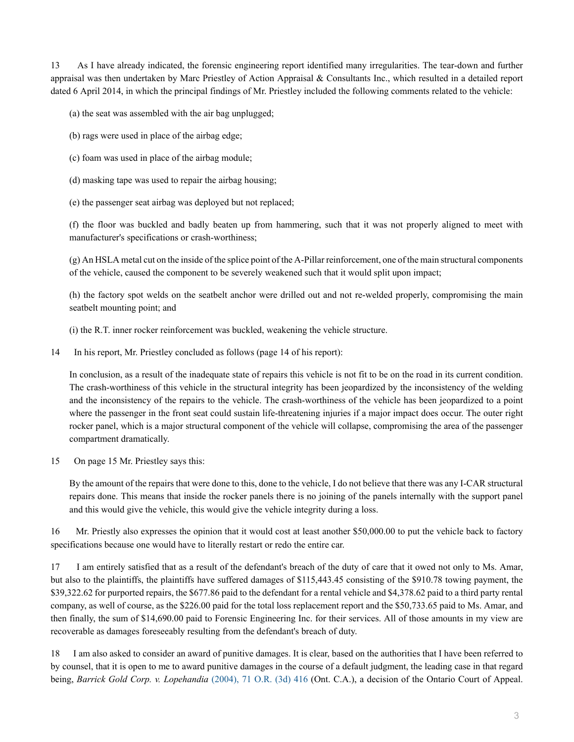13 As I have already indicated, the forensic engineering report identified many irregularities. The tear-down and further appraisal was then undertaken by Marc Priestley of Action Appraisal & Consultants Inc., which resulted in a detailed report dated 6 April 2014, in which the principal findings of Mr. Priestley included the following comments related to the vehicle:

(a) the seat was assembled with the air bag unplugged;

(b) rags were used in place of the airbag edge;

(c) foam was used in place of the airbag module;

(d) masking tape was used to repair the airbag housing;

(e) the passenger seat airbag was deployed but not replaced;

(f) the floor was buckled and badly beaten up from hammering, such that it was not properly aligned to meet with manufacturer's specifications or crash-worthiness;

(g) An HSLA metal cut on the inside of the splice point of the A-Pillar reinforcement, one of the main structural components of the vehicle, caused the component to be severely weakened such that it would split upon impact;

(h) the factory spot welds on the seatbelt anchor were drilled out and not re-welded properly, compromising the main seatbelt mounting point; and

(i) the R.T. inner rocker reinforcement was buckled, weakening the vehicle structure.

14 In his report, Mr. Priestley concluded as follows (page 14 of his report):

> In conclusion, as a result of the inadequate state of repairs this vehicle is not fit to be on the road in its current condition. The crash-worthiness of this vehicle in the structural integrity has been jeopardized by the inconsistency of the welding and the inconsistency of the repairs to the vehicle. The crash-worthiness of the vehicle has been jeopardized to a point where the passenger in the front seat could sustain life-threatening injuries if a major impact does occur. The outer right rocker panel, which is a major structural component of the vehicle will collapse, compromising the area of the passenger compartment dramatically.

15 On page 15 Mr. Priestley says this:

> By the amount of the repairs that were done to this, done to the vehicle, I do not believe that there was any I-CAR structural repairs done. This means that inside the rocker panels there is no joining of the panels internally with the support panel and this would give the vehicle, this would give the vehicle integrity during a loss.

16 Mr. Priestly also expresses the opinion that it would cost at least another $50,000.00 to put the vehicle back to factory specifications because one would have to literally restart or redo the entire car.

17 I am entirely satisfied that as a result of the defendant's breach of the duty of care that it owed not only to Ms. Amar, but also to the plaintiffs, the plaintiffs have suffered damages of $115,443.45 consisting of the $910.78 towing payment, the $39,322.62 for purported repairs, the $677.86 paid to the defendant for a rental vehicle and $4,378.62 paid to a third party rental company, as well of course, as the $226.00 paid for the total loss replacement report and the $50,733.65 paid to Ms. Amar, and then finally, the sum of $14,690.00 paid to Forensic Engineering Inc. for their services. All of those amounts in my view are recoverable as damages foreseeably resulting from the defendant's breach of duty.

18 I am also asked to consider an award of punitive damages. It is clear, based on the authorities that I have been referred to by counsel, that it is open to me to award punitive damages in the course of a default judgment, the leading case in that regard being, *Barrick Gold Corp. v. Lopehandia* (2004), 71 O.R. (3d) 416 (Ont. C.A.), a decision of the Ontario Court of Appeal.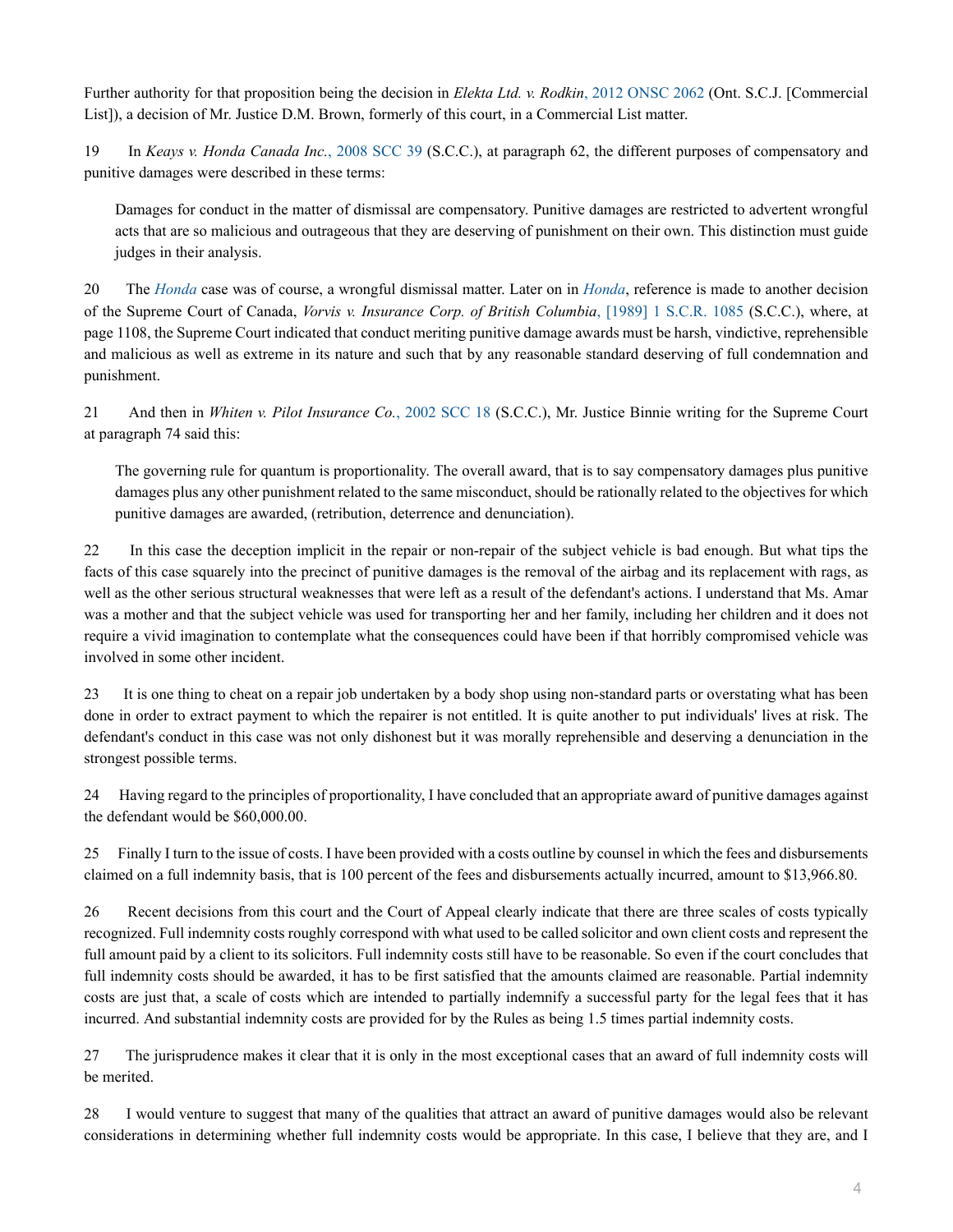Further authority for that proposition being the decision in *Elekta Ltd. v. Rodkin*, 2012 ONSC 2062 (Ont. S.C.J. [Commercial List]), a decision of Mr. Justice D.M. Brown, formerly of this court, in a Commercial List matter.

19 In *Keays v. Honda Canada Inc.*, 2008 SCC 39 (S.C.C.), at paragraph 62, the different purposes of compensatory and punitive damages were described in these terms:

> Damages for conduct in the matter of dismissal are compensatory. Punitive damages are restricted to advertent wrongful acts that are so malicious and outrageous that they are deserving of punishment on their own. This distinction must guide judges in their analysis.

20 The *Honda* case was of course, a wrongful dismissal matter. Later on in *Honda*, reference is made to another decision of the Supreme Court of Canada, *Vorvis v. Insurance Corp. of British Columbia*, [1989] 1 S.C.R. 1085 (S.C.C.), where, at page 1108, the Supreme Court indicated that conduct meriting punitive damage awards must be harsh, vindictive, reprehensible and malicious as well as extreme in its nature and such that by any reasonable standard deserving of full condemnation and punishment.

21 And then in *Whiten v. Pilot Insurance Co.*, 2002 SCC 18 (S.C.C.), Mr. Justice Binnie writing for the Supreme Court at paragraph 74 said this:

> The governing rule for quantum is proportionality. The overall award, that is to say compensatory damages plus punitive damages plus any other punishment related to the same misconduct, should be rationally related to the objectives for which punitive damages are awarded, (retribution, deterrence and denunciation).

22 In this case the deception implicit in the repair or non-repair of the subject vehicle is bad enough. But what tips the facts of this case squarely into the precinct of punitive damages is the removal of the airbag and its replacement with rags, as well as the other serious structural weaknesses that were left as a result of the defendant's actions. I understand that Ms. Amar was a mother and that the subject vehicle was used for transporting her and her family, including her children and it does not require a vivid imagination to contemplate what the consequences could have been if that horribly compromised vehicle was involved in some other incident.

23 It is one thing to cheat on a repair job undertaken by a body shop using non-standard parts or overstating what has been done in order to extract payment to which the repairer is not entitled. It is quite another to put individuals' lives at risk. The defendant's conduct in this case was not only dishonest but it was morally reprehensible and deserving a denunciation in the strongest possible terms.

24 Having regard to the principles of proportionality, I have concluded that an appropriate award of punitive damages against the defendant would be $60,000.00.

25 Finally I turn to the issue of costs. I have been provided with a costs outline by counsel in which the fees and disbursements claimed on a full indemnity basis, that is 100 percent of the fees and disbursements actually incurred, amount to $13,966.80.

26 Recent decisions from this court and the Court of Appeal clearly indicate that there are three scales of costs typically recognized. Full indemnity costs roughly correspond with what used to be called solicitor and own client costs and represent the full amount paid by a client to its solicitors. Full indemnity costs still have to be reasonable. So even if the court concludes that full indemnity costs should be awarded, it has to be first satisfied that the amounts claimed are reasonable. Partial indemnity costs are just that, a scale of costs which are intended to partially indemnify a successful party for the legal fees that it has incurred. And substantial indemnity costs are provided for by the Rules as being 1.5 times partial indemnity costs.

27 The jurisprudence makes it clear that it is only in the most exceptional cases that an award of full indemnity costs will be merited.

28 I would venture to suggest that many of the qualities that attract an award of punitive damages would also be relevant considerations in determining whether full indemnity costs would be appropriate. In this case, I believe that they are, and I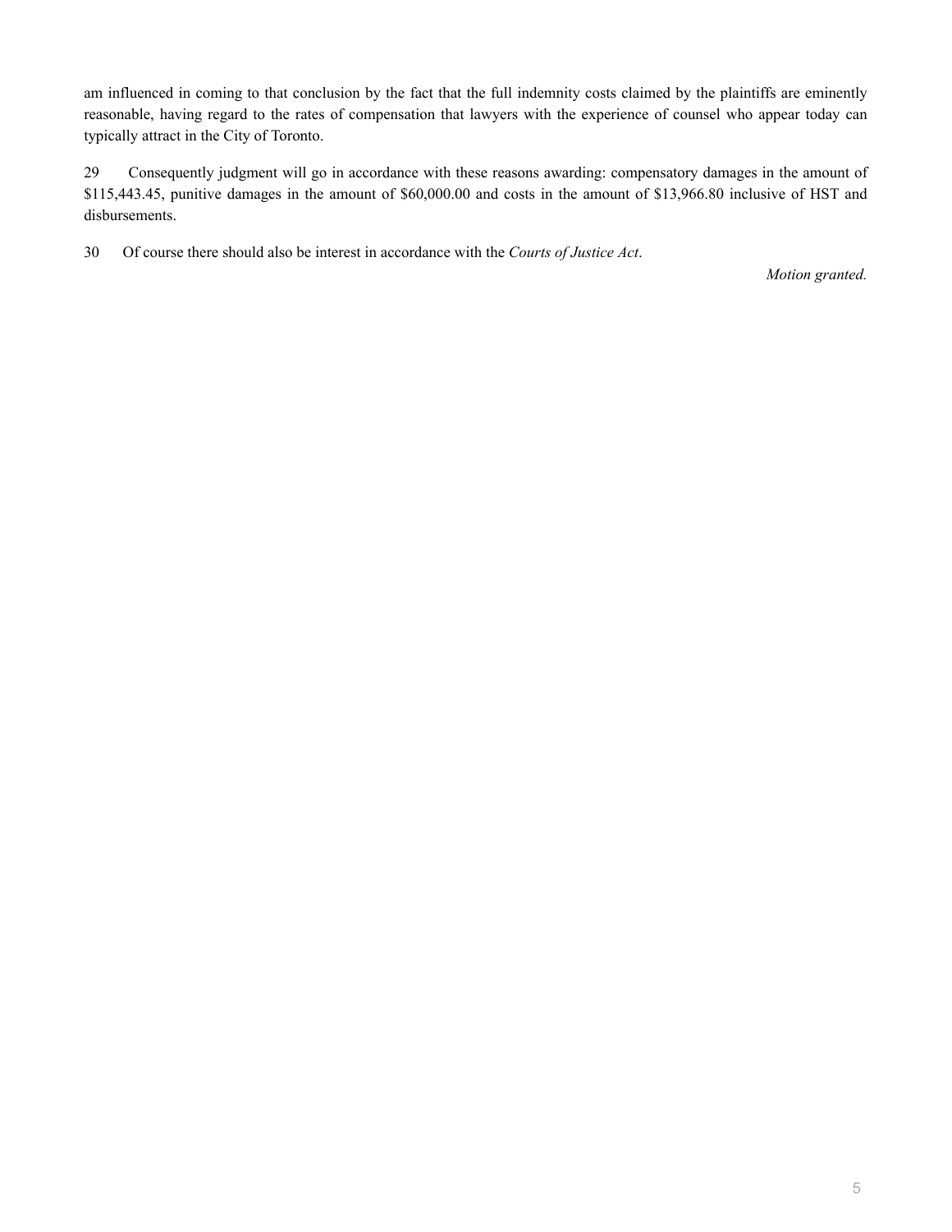am influenced in coming to that conclusion by the fact that the full indemnity costs claimed by the plaintiffs are eminently reasonable, having regard to the rates of compensation that lawyers with the experience of counsel who appear today can typically attract in the City of Toronto.

29 Consequently judgment will go in accordance with these reasons awarding: compensatory damages in the amount of $115,443.45, punitive damages in the amount of $60,000.00 and costs in the amount of $13,966.80 inclusive of HST and disbursements.

30 Of course there should also be interest in accordance with the *Courts of Justice Act*.

*Motion granted.*